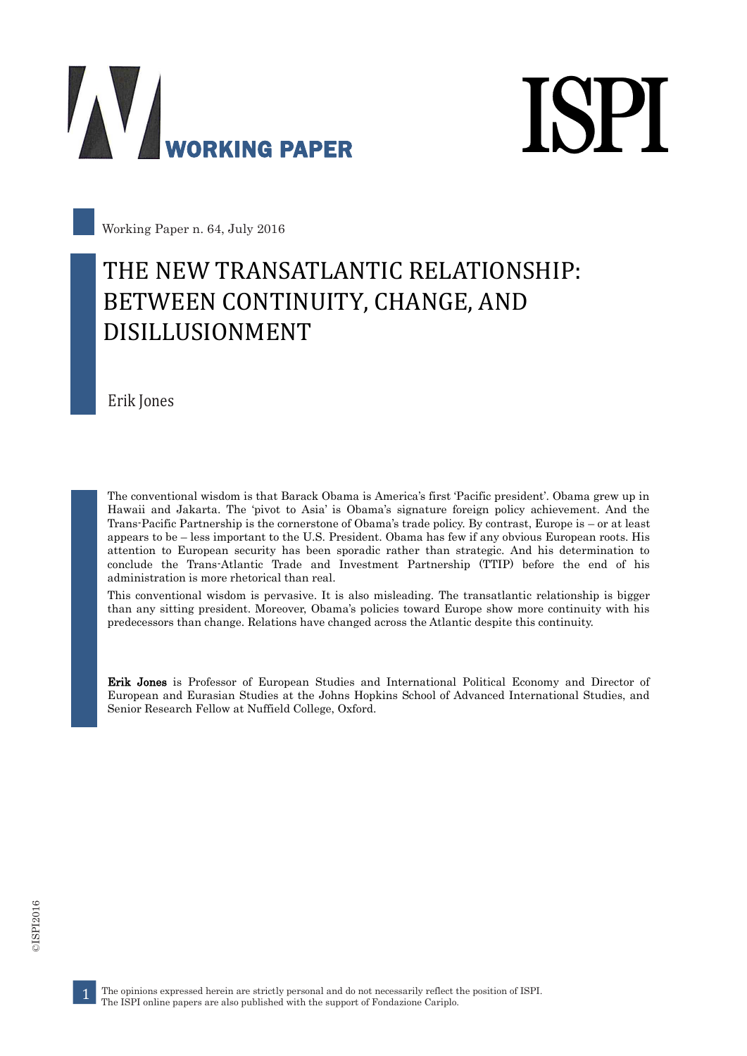Working Paper n. 64, July 2016

# THE NEW TRANSATLANTIC RELATIONSHIP: BETWEEN CONTINUITY, CHANGE, AND DISILLUSIONMENT

Erik Jones

The conventional wisdom is that Barack Obama is America's first 'Pacific president'. Obama grew up in Hawaii and Jakarta. The 'pivot to Asia' is Obama's signature foreign policy achievement. And the Trans-Pacific Partnership is the cornerstone of Obama's trade policy. By contrast, Europe is – or at least appears to be – less important to the U.S. President. Obama has few if any obvious European roots. His attention to European security has been sporadic rather than strategic. And his determination to conclude the Trans-Atlantic Trade and Investment Partnership (TTIP) before the end of his administration is more rhetorical than real.

This conventional wisdom is pervasive. It is also misleading. The transatlantic relationship is bigger than any sitting president. Moreover, Obama's policies toward Europe show more continuity with his predecessors than change. Relations have changed across the Atlantic despite this continuity.

**Erik Jones** is Professor of European Studies and International Political Economy and Director of European and Eurasian Studies at the Johns Hopkins School of Advanced International Studies, and Senior Research Fellow at Nuffield College, Oxford.

The opinions expressed herein are strictly personal and do not necessarily reflect the position of ISPI.
The ISPI online papers are also published with the support of Fondazione Cariplo.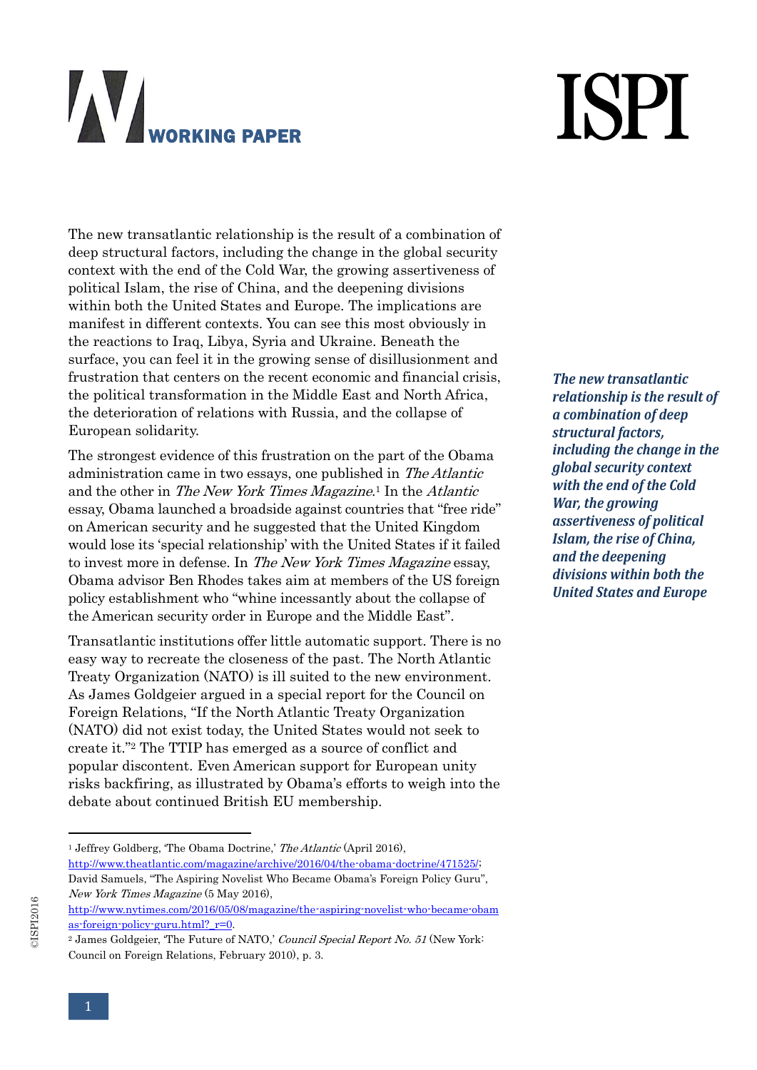The new transatlantic relationship is the result of a combination of deep structural factors, including the change in the global security context with the end of the Cold War, the growing assertiveness of political Islam, the rise of China, and the deepening divisions within both the United States and Europe. The implications are manifest in different contexts. You can see this most obviously in the reactions to Iraq, Libya, Syria and Ukraine. Beneath the surface, you can feel it in the growing sense of disillusionment and frustration that centers on the recent economic and financial crisis, the political transformation in the Middle East and North Africa, the deterioration of relations with Russia, and the collapse of European solidarity.

***The new transatlantic relationship is the result of a combination of deep structural factors, including the change in the global security context with the end of the Cold War, the growing assertiveness of political Islam, the rise of China, and the deepening divisions within both the United States and Europe***

The strongest evidence of this frustration on the part of the Obama administration came in two essays, one published in *The Atlantic* and the other in *The New York Times Magazine*.[1] In the *Atlantic* essay, Obama launched a broadside against countries that "free ride" on American security and he suggested that the United Kingdom would lose its 'special relationship' with the United States if it failed to invest more in defense. In *The New York Times Magazine* essay, Obama advisor Ben Rhodes takes aim at members of the US foreign policy establishment who "whine incessantly about the collapse of the American security order in Europe and the Middle East".

Transatlantic institutions offer little automatic support. There is no easy way to recreate the closeness of the past. The North Atlantic Treaty Organization (NATO) is ill suited to the new environment. As James Goldgeier argued in a special report for the Council on Foreign Relations, "If the North Atlantic Treaty Organization (NATO) did not exist today, the United States would not seek to create it."[2] The TTIP has emerged as a source of conflict and popular discontent. Even American support for European unity risks backfiring, as illustrated by Obama's efforts to weigh into the debate about continued British EU membership.

---

[1] Jeffrey Goldberg, 'The Obama Doctrine,' *The Atlantic* (April 2016), http://www.theatlantic.com/magazine/archive/2016/04/the-obama-doctrine/471525/; David Samuels, "The Aspiring Novelist Who Became Obama's Foreign Policy Guru", *New York Times Magazine* (5 May 2016), http://www.nytimes.com/2016/05/08/magazine/the-aspiring-novelist-who-became-obamas-foreign-policy-guru.html?_r=0.

[2] James Goldgeier, 'The Future of NATO,' *Council Special Report No. 51* (New York: Council on Foreign Relations, February 2010), p. 3.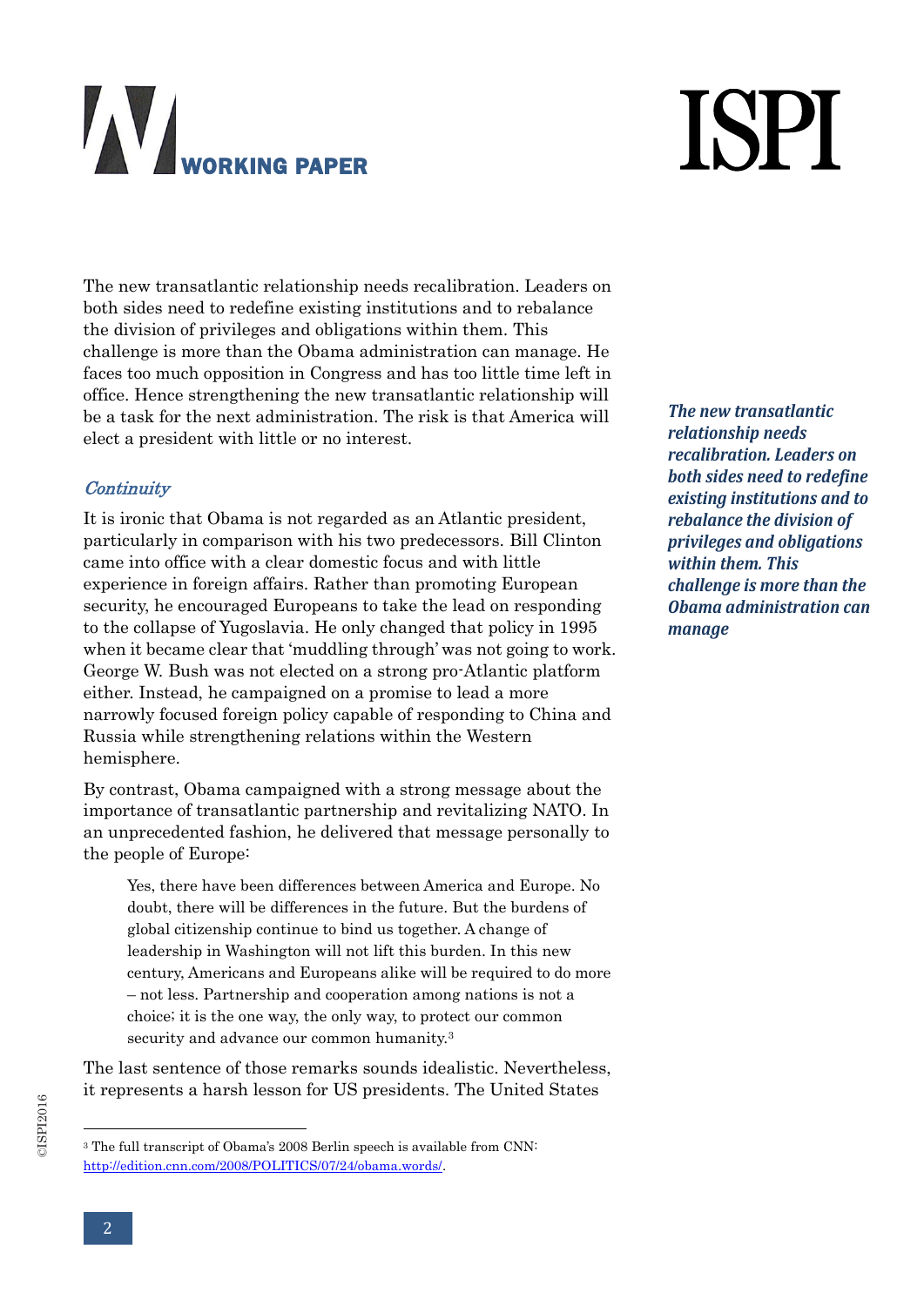The new transatlantic relationship needs recalibration. Leaders on both sides need to redefine existing institutions and to rebalance the division of privileges and obligations within them. This challenge is more than the Obama administration can manage. He faces too much opposition in Congress and has too little time left in office. Hence strengthening the new transatlantic relationship will be a task for the next administration. The risk is that America will elect a president with little or no interest.

***The new transatlantic relationship needs recalibration. Leaders on both sides need to redefine existing institutions and to rebalance the division of privileges and obligations within them. This challenge is more than the Obama administration can manage***

### *Continuity*

It is ironic that Obama is not regarded as an Atlantic president, particularly in comparison with his two predecessors. Bill Clinton came into office with a clear domestic focus and with little experience in foreign affairs. Rather than promoting European security, he encouraged Europeans to take the lead on responding to the collapse of Yugoslavia. He only changed that policy in 1995 when it became clear that 'muddling through' was not going to work. George W. Bush was not elected on a strong pro-Atlantic platform either. Instead, he campaigned on a promise to lead a more narrowly focused foreign policy capable of responding to China and Russia while strengthening relations within the Western hemisphere.

By contrast, Obama campaigned with a strong message about the importance of transatlantic partnership and revitalizing NATO. In an unprecedented fashion, he delivered that message personally to the people of Europe:

> Yes, there have been differences between America and Europe. No doubt, there will be differences in the future. But the burdens of global citizenship continue to bind us together. A change of leadership in Washington will not lift this burden. In this new century, Americans and Europeans alike will be required to do more – not less. Partnership and cooperation among nations is not a choice; it is the one way, the only way, to protect our common security and advance our common humanity.[3]

The last sentence of those remarks sounds idealistic. Nevertheless, it represents a harsh lesson for US presidents. The United States

[3] The full transcript of Obama's 2008 Berlin speech is available from CNN: http://edition.cnn.com/2008/POLITICS/07/24/obama.words/.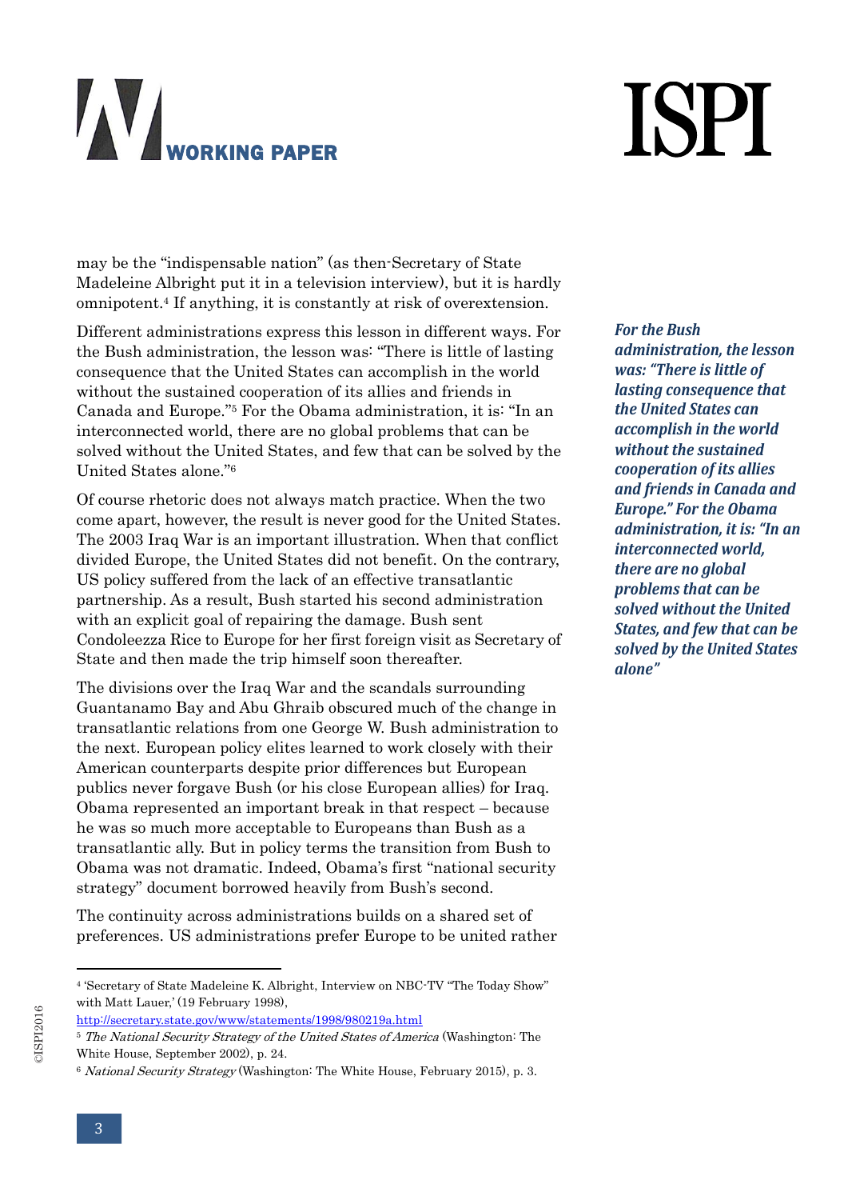may be the "indispensable nation" (as then-Secretary of State Madeleine Albright put it in a television interview), but it is hardly omnipotent.[4] If anything, it is constantly at risk of overextension.

Different administrations express this lesson in different ways. For the Bush administration, the lesson was: "There is little of lasting consequence that the United States can accomplish in the world without the sustained cooperation of its allies and friends in Canada and Europe."[5] For the Obama administration, it is: "In an interconnected world, there are no global problems that can be solved without the United States, and few that can be solved by the United States alone."[6]

***For the Bush administration, the lesson was: "There is little of lasting consequence that the United States can accomplish in the world without the sustained cooperation of its allies and friends in Canada and Europe." For the Obama administration, it is: "In an interconnected world, there are no global problems that can be solved without the United States, and few that can be solved by the United States alone"***

Of course rhetoric does not always match practice. When the two come apart, however, the result is never good for the United States. The 2003 Iraq War is an important illustration. When that conflict divided Europe, the United States did not benefit. On the contrary, US policy suffered from the lack of an effective transatlantic partnership. As a result, Bush started his second administration with an explicit goal of repairing the damage. Bush sent Condoleezza Rice to Europe for her first foreign visit as Secretary of State and then made the trip himself soon thereafter.

The divisions over the Iraq War and the scandals surrounding Guantanamo Bay and Abu Ghraib obscured much of the change in transatlantic relations from one George W. Bush administration to the next. European policy elites learned to work closely with their American counterparts despite prior differences but European publics never forgave Bush (or his close European allies) for Iraq. Obama represented an important break in that respect – because he was so much more acceptable to Europeans than Bush as a transatlantic ally. But in policy terms the transition from Bush to Obama was not dramatic. Indeed, Obama's first "national security strategy" document borrowed heavily from Bush's second.

The continuity across administrations builds on a shared set of preferences. US administrations prefer Europe to be united rather

---

[4] 'Secretary of State Madeleine K. Albright, Interview on NBC-TV "The Today Show" with Matt Lauer,' (19 February 1998), http://secretary.state.gov/www/statements/1998/980219a.html

[5] *The National Security Strategy of the United States of America* (Washington: The White House, September 2002), p. 24.

[6] *National Security Strategy* (Washington: The White House, February 2015), p. 3.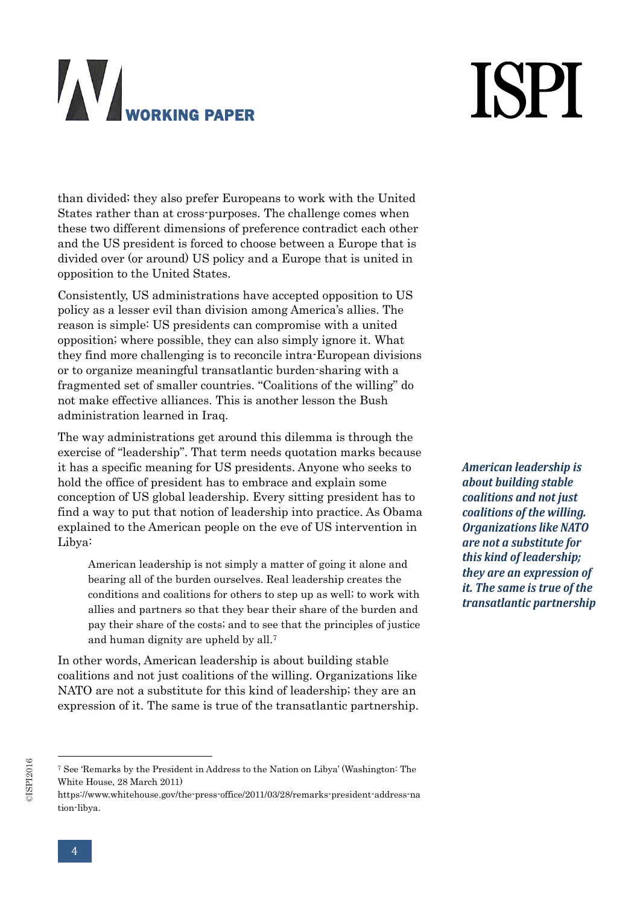than divided; they also prefer Europeans to work with the United States rather than at cross-purposes. The challenge comes when these two different dimensions of preference contradict each other and the US president is forced to choose between a Europe that is divided over (or around) US policy and a Europe that is united in opposition to the United States.

Consistently, US administrations have accepted opposition to US policy as a lesser evil than division among America's allies. The reason is simple: US presidents can compromise with a united opposition; where possible, they can also simply ignore it. What they find more challenging is to reconcile intra-European divisions or to organize meaningful transatlantic burden-sharing with a fragmented set of smaller countries. "Coalitions of the willing" do not make effective alliances. This is another lesson the Bush administration learned in Iraq.

The way administrations get around this dilemma is through the exercise of "leadership". That term needs quotation marks because it has a specific meaning for US presidents. Anyone who seeks to hold the office of president has to embrace and explain some conception of US global leadership. Every sitting president has to find a way to put that notion of leadership into practice. As Obama explained to the American people on the eve of US intervention in Libya:

> American leadership is not simply a matter of going it alone and bearing all of the burden ourselves. Real leadership creates the conditions and coalitions for others to step up as well; to work with allies and partners so that they bear their share of the burden and pay their share of the costs; and to see that the principles of justice and human dignity are upheld by all.[7]

*American leadership is about building stable coalitions and not just coalitions of the willing. Organizations like NATO are not a substitute for this kind of leadership; they are an expression of it. The same is true of the transatlantic partnership*

In other words, American leadership is about building stable coalitions and not just coalitions of the willing. Organizations like NATO are not a substitute for this kind of leadership; they are an expression of it. The same is true of the transatlantic partnership.

---

[7] See 'Remarks by the President in Address to the Nation on Libya' (Washington: The White House, 28 March 2011) https://www.whitehouse.gov/the-press-office/2011/03/28/remarks-president-address-nation-libya.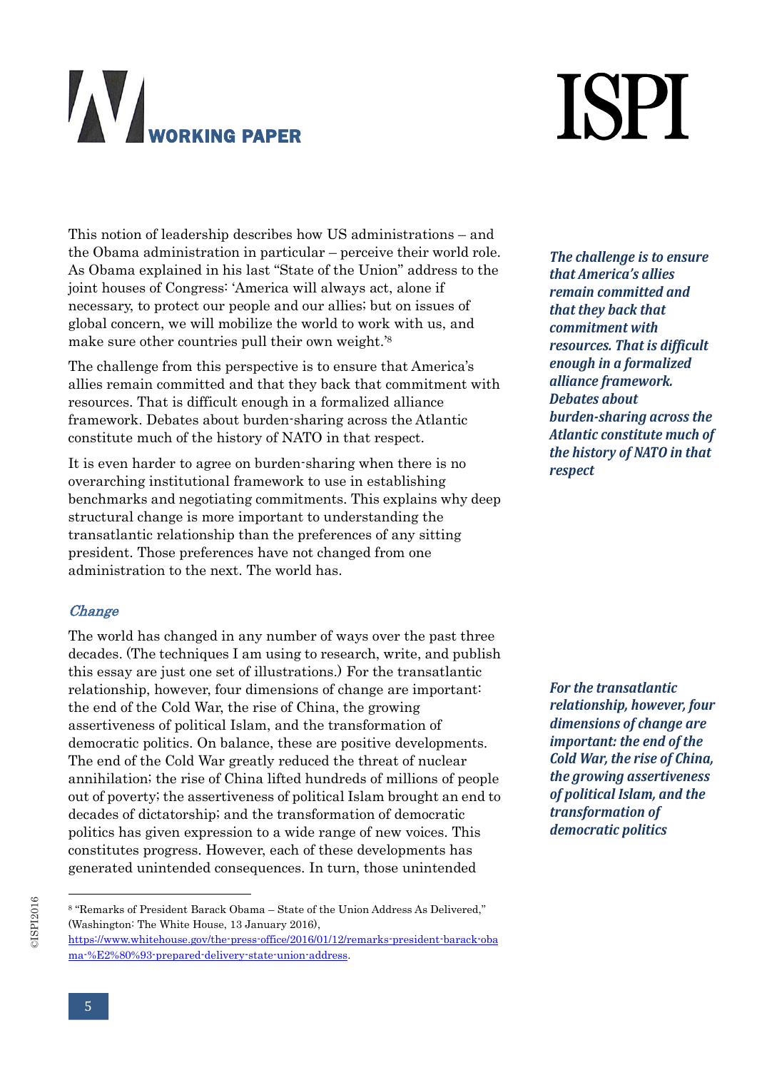This notion of leadership describes how US administrations – and the Obama administration in particular – perceive their world role. As Obama explained in his last "State of the Union" address to the joint houses of Congress: 'America will always act, alone if necessary, to protect our people and our allies; but on issues of global concern, we will mobilize the world to work with us, and make sure other countries pull their own weight.'[8]

The challenge from this perspective is to ensure that America's allies remain committed and that they back that commitment with resources. That is difficult enough in a formalized alliance framework. Debates about burden-sharing across the Atlantic constitute much of the history of NATO in that respect.

*The challenge is to ensure that America's allies remain committed and that they back that commitment with resources. That is difficult enough in a formalized alliance framework. Debates about burden-sharing across the Atlantic constitute much of the history of NATO in that respect*

It is even harder to agree on burden-sharing when there is no overarching institutional framework to use in establishing benchmarks and negotiating commitments. This explains why deep structural change is more important to understanding the transatlantic relationship than the preferences of any sitting president. Those preferences have not changed from one administration to the next. The world has.

### *Change*

The world has changed in any number of ways over the past three decades. (The techniques I am using to research, write, and publish this essay are just one set of illustrations.) For the transatlantic relationship, however, four dimensions of change are important: the end of the Cold War, the rise of China, the growing assertiveness of political Islam, and the transformation of democratic politics. On balance, these are positive developments. The end of the Cold War greatly reduced the threat of nuclear annihilation; the rise of China lifted hundreds of millions of people out of poverty; the assertiveness of political Islam brought an end to decades of dictatorship; and the transformation of democratic politics has given expression to a wide range of new voices. This constitutes progress. However, each of these developments has generated unintended consequences. In turn, those unintended

*For the transatlantic relationship, however, four dimensions of change are important: the end of the Cold War, the rise of China, the growing assertiveness of political Islam, and the transformation of democratic politics*

---

[8] "Remarks of President Barack Obama – State of the Union Address As Delivered," (Washington: The White House, 13 January 2016), https://www.whitehouse.gov/the-press-office/2016/01/12/remarks-president-barack-obama-%E2%80%93-prepared-delivery-state-union-address.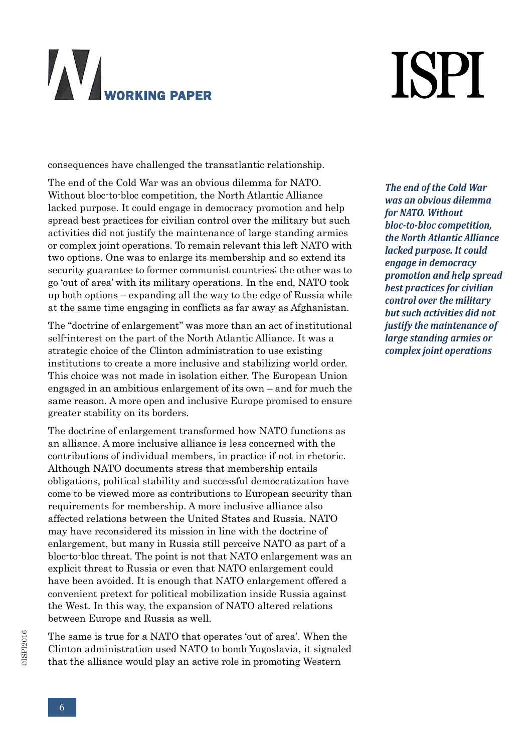consequences have challenged the transatlantic relationship.

The end of the Cold War was an obvious dilemma for NATO. Without bloc-to-bloc competition, the North Atlantic Alliance lacked purpose. It could engage in democracy promotion and help spread best practices for civilian control over the military but such activities did not justify the maintenance of large standing armies or complex joint operations. To remain relevant this left NATO with two options. One was to enlarge its membership and so extend its security guarantee to former communist countries; the other was to go 'out of area' with its military operations. In the end, NATO took up both options – expanding all the way to the edge of Russia while at the same time engaging in conflicts as far away as Afghanistan.

> ***The end of the Cold War was an obvious dilemma for NATO. Without bloc-to-bloc competition, the North Atlantic Alliance lacked purpose. It could engage in democracy promotion and help spread best practices for civilian control over the military but such activities did not justify the maintenance of large standing armies or complex joint operations***

The "doctrine of enlargement" was more than an act of institutional self-interest on the part of the North Atlantic Alliance. It was a strategic choice of the Clinton administration to use existing institutions to create a more inclusive and stabilizing world order. This choice was not made in isolation either. The European Union engaged in an ambitious enlargement of its own – and for much the same reason. A more open and inclusive Europe promised to ensure greater stability on its borders.

The doctrine of enlargement transformed how NATO functions as an alliance. A more inclusive alliance is less concerned with the contributions of individual members, in practice if not in rhetoric. Although NATO documents stress that membership entails obligations, political stability and successful democratization have come to be viewed more as contributions to European security than requirements for membership. A more inclusive alliance also affected relations between the United States and Russia. NATO may have reconsidered its mission in line with the doctrine of enlargement, but many in Russia still perceive NATO as part of a bloc-to-bloc threat. The point is not that NATO enlargement was an explicit threat to Russia or even that NATO enlargement could have been avoided. It is enough that NATO enlargement offered a convenient pretext for political mobilization inside Russia against the West. In this way, the expansion of NATO altered relations between Europe and Russia as well.

The same is true for a NATO that operates 'out of area'. When the Clinton administration used NATO to bomb Yugoslavia, it signaled that the alliance would play an active role in promoting Western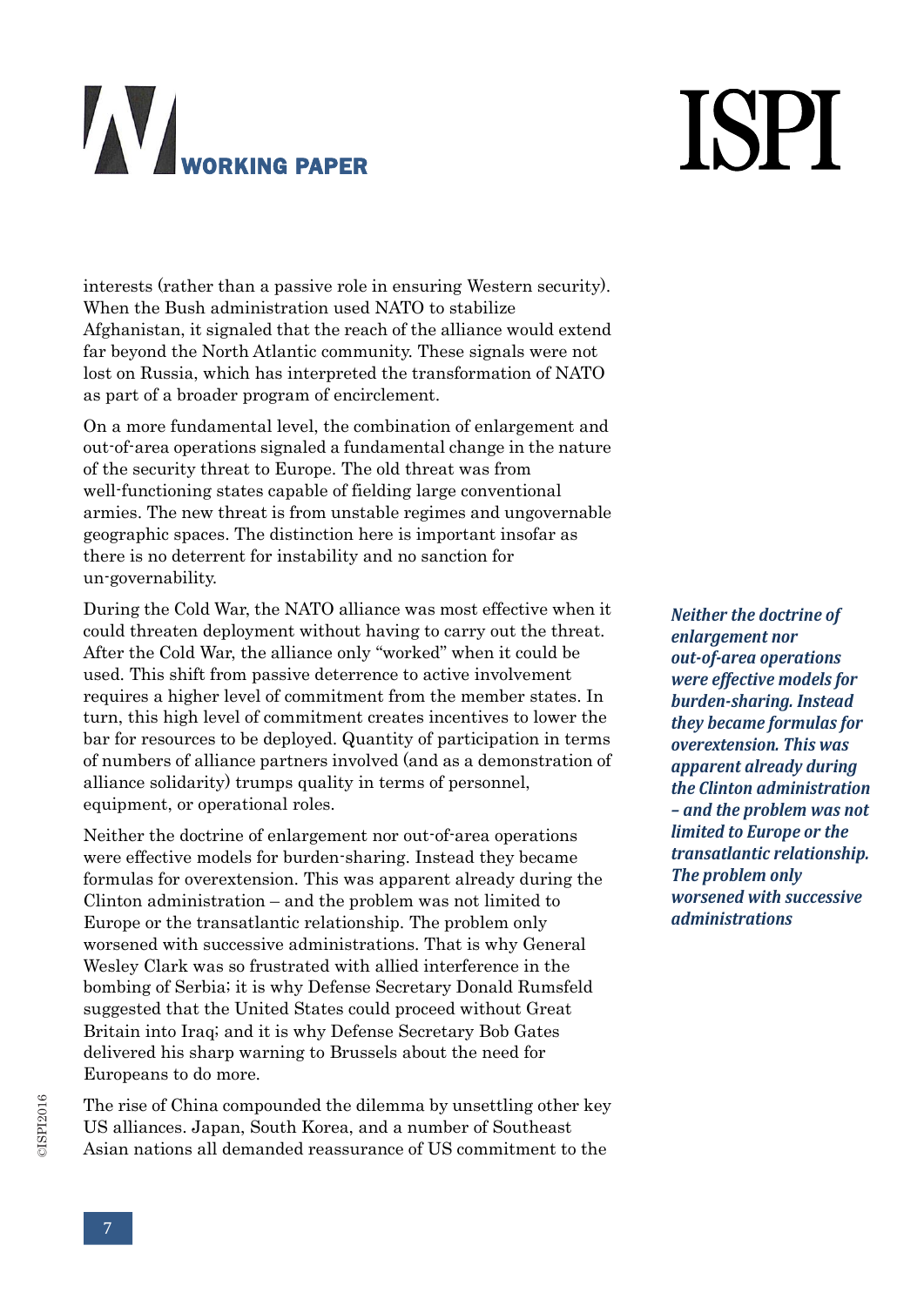interests (rather than a passive role in ensuring Western security). When the Bush administration used NATO to stabilize Afghanistan, it signaled that the reach of the alliance would extend far beyond the North Atlantic community. These signals were not lost on Russia, which has interpreted the transformation of NATO as part of a broader program of encirclement.

On a more fundamental level, the combination of enlargement and out-of-area operations signaled a fundamental change in the nature of the security threat to Europe. The old threat was from well-functioning states capable of fielding large conventional armies. The new threat is from unstable regimes and ungovernable geographic spaces. The distinction here is important insofar as there is no deterrent for instability and no sanction for un-governability.

During the Cold War, the NATO alliance was most effective when it could threaten deployment without having to carry out the threat. After the Cold War, the alliance only "worked" when it could be used. This shift from passive deterrence to active involvement requires a higher level of commitment from the member states. In turn, this high level of commitment creates incentives to lower the bar for resources to be deployed. Quantity of participation in terms of numbers of alliance partners involved (and as a demonstration of alliance solidarity) trumps quality in terms of personnel, equipment, or operational roles.

Neither the doctrine of enlargement nor out-of-area operations were effective models for burden-sharing. Instead they became formulas for overextension. This was apparent already during the Clinton administration – and the problem was not limited to Europe or the transatlantic relationship. The problem only worsened with successive administrations. That is why General Wesley Clark was so frustrated with allied interference in the bombing of Serbia; it is why Defense Secretary Donald Rumsfeld suggested that the United States could proceed without Great Britain into Iraq; and it is why Defense Secretary Bob Gates delivered his sharp warning to Brussels about the need for Europeans to do more.

***Neither the doctrine of enlargement nor out-of-area operations were effective models for burden-sharing. Instead they became formulas for overextension. This was apparent already during the Clinton administration – and the problem was not limited to Europe or the transatlantic relationship. The problem only worsened with successive administrations***

The rise of China compounded the dilemma by unsettling other key US alliances. Japan, South Korea, and a number of Southeast Asian nations all demanded reassurance of US commitment to the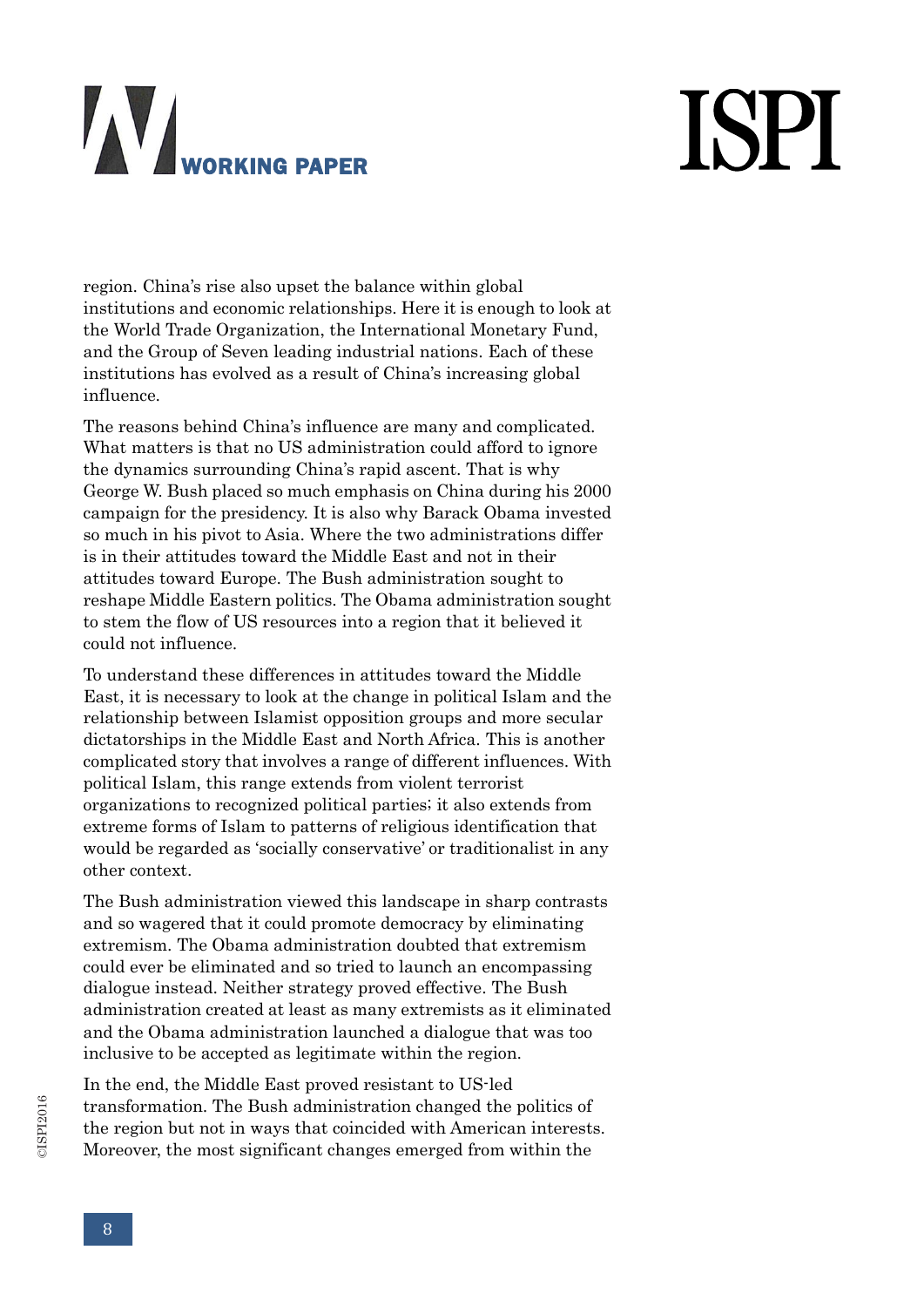region. China's rise also upset the balance within global institutions and economic relationships. Here it is enough to look at the World Trade Organization, the International Monetary Fund, and the Group of Seven leading industrial nations. Each of these institutions has evolved as a result of China's increasing global influence.

The reasons behind China's influence are many and complicated. What matters is that no US administration could afford to ignore the dynamics surrounding China's rapid ascent. That is why George W. Bush placed so much emphasis on China during his 2000 campaign for the presidency. It is also why Barack Obama invested so much in his pivot to Asia. Where the two administrations differ is in their attitudes toward the Middle East and not in their attitudes toward Europe. The Bush administration sought to reshape Middle Eastern politics. The Obama administration sought to stem the flow of US resources into a region that it believed it could not influence.

To understand these differences in attitudes toward the Middle East, it is necessary to look at the change in political Islam and the relationship between Islamist opposition groups and more secular dictatorships in the Middle East and North Africa. This is another complicated story that involves a range of different influences. With political Islam, this range extends from violent terrorist organizations to recognized political parties; it also extends from extreme forms of Islam to patterns of religious identification that would be regarded as 'socially conservative' or traditionalist in any other context.

The Bush administration viewed this landscape in sharp contrasts and so wagered that it could promote democracy by eliminating extremism. The Obama administration doubted that extremism could ever be eliminated and so tried to launch an encompassing dialogue instead. Neither strategy proved effective. The Bush administration created at least as many extremists as it eliminated and the Obama administration launched a dialogue that was too inclusive to be accepted as legitimate within the region.

In the end, the Middle East proved resistant to US-led transformation. The Bush administration changed the politics of the region but not in ways that coincided with American interests. Moreover, the most significant changes emerged from within the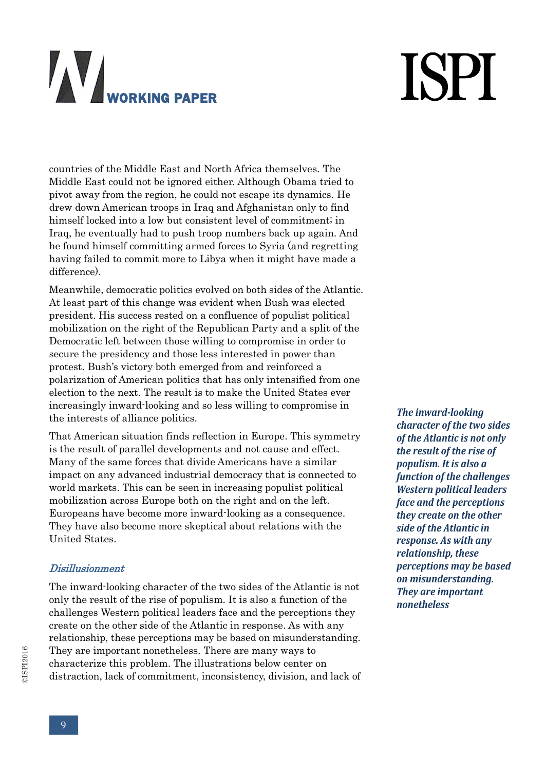countries of the Middle East and North Africa themselves. The Middle East could not be ignored either. Although Obama tried to pivot away from the region, he could not escape its dynamics. He drew down American troops in Iraq and Afghanistan only to find himself locked into a low but consistent level of commitment; in Iraq, he eventually had to push troop numbers back up again. And he found himself committing armed forces to Syria (and regretting having failed to commit more to Libya when it might have made a difference).

Meanwhile, democratic politics evolved on both sides of the Atlantic. At least part of this change was evident when Bush was elected president. His success rested on a confluence of populist political mobilization on the right of the Republican Party and a split of the Democratic left between those willing to compromise in order to secure the presidency and those less interested in power than protest. Bush's victory both emerged from and reinforced a polarization of American politics that has only intensified from one election to the next. The result is to make the United States ever increasingly inward-looking and so less willing to compromise in the interests of alliance politics.

That American situation finds reflection in Europe. This symmetry is the result of parallel developments and not cause and effect. Many of the same forces that divide Americans have a similar impact on any advanced industrial democracy that is connected to world markets. This can be seen in increasing populist political mobilization across Europe both on the right and on the left. Europeans have become more inward-looking as a consequence. They have also become more skeptical about relations with the United States.

### *Disillusionment*

The inward-looking character of the two sides of the Atlantic is not only the result of the rise of populism. It is also a function of the challenges Western political leaders face and the perceptions they create on the other side of the Atlantic in response. As with any relationship, these perceptions may be based on misunderstanding. They are important nonetheless. There are many ways to characterize this problem. The illustrations below center on distraction, lack of commitment, inconsistency, division, and lack of

***The inward-looking character of the two sides of the Atlantic is not only the result of the rise of populism. It is also a function of the challenges Western political leaders face and the perceptions they create on the other side of the Atlantic in response. As with any relationship, these perceptions may be based on misunderstanding. They are important nonetheless***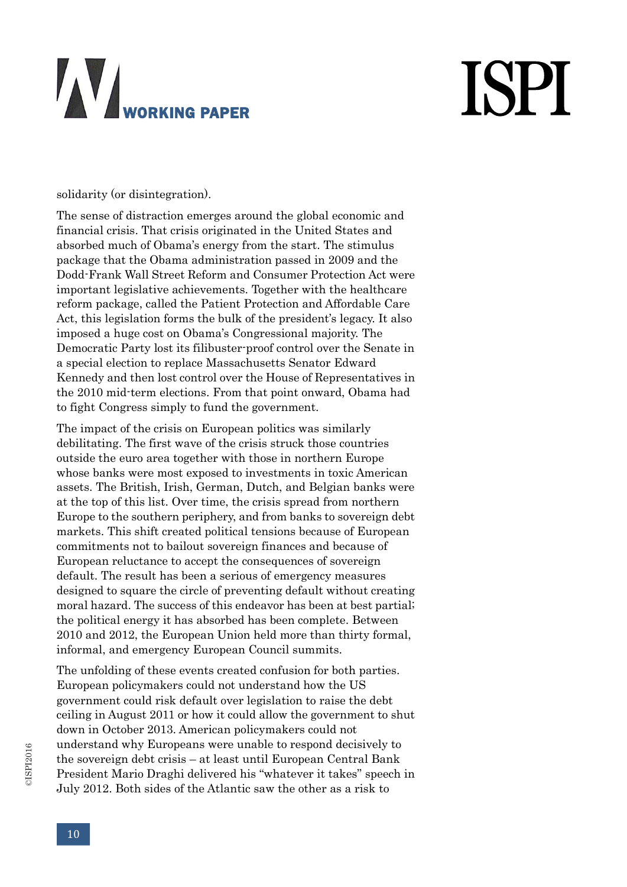solidarity (or disintegration).

The sense of distraction emerges around the global economic and financial crisis. That crisis originated in the United States and absorbed much of Obama's energy from the start. The stimulus package that the Obama administration passed in 2009 and the Dodd-Frank Wall Street Reform and Consumer Protection Act were important legislative achievements. Together with the healthcare reform package, called the Patient Protection and Affordable Care Act, this legislation forms the bulk of the president's legacy. It also imposed a huge cost on Obama's Congressional majority. The Democratic Party lost its filibuster-proof control over the Senate in a special election to replace Massachusetts Senator Edward Kennedy and then lost control over the House of Representatives in the 2010 mid-term elections. From that point onward, Obama had to fight Congress simply to fund the government.

The impact of the crisis on European politics was similarly debilitating. The first wave of the crisis struck those countries outside the euro area together with those in northern Europe whose banks were most exposed to investments in toxic American assets. The British, Irish, German, Dutch, and Belgian banks were at the top of this list. Over time, the crisis spread from northern Europe to the southern periphery, and from banks to sovereign debt markets. This shift created political tensions because of European commitments not to bailout sovereign finances and because of European reluctance to accept the consequences of sovereign default. The result has been a serious of emergency measures designed to square the circle of preventing default without creating moral hazard. The success of this endeavor has been at best partial; the political energy it has absorbed has been complete. Between 2010 and 2012, the European Union held more than thirty formal, informal, and emergency European Council summits.

The unfolding of these events created confusion for both parties. European policymakers could not understand how the US government could risk default over legislation to raise the debt ceiling in August 2011 or how it could allow the government to shut down in October 2013. American policymakers could not understand why Europeans were unable to respond decisively to the sovereign debt crisis – at least until European Central Bank President Mario Draghi delivered his "whatever it takes" speech in July 2012. Both sides of the Atlantic saw the other as a risk to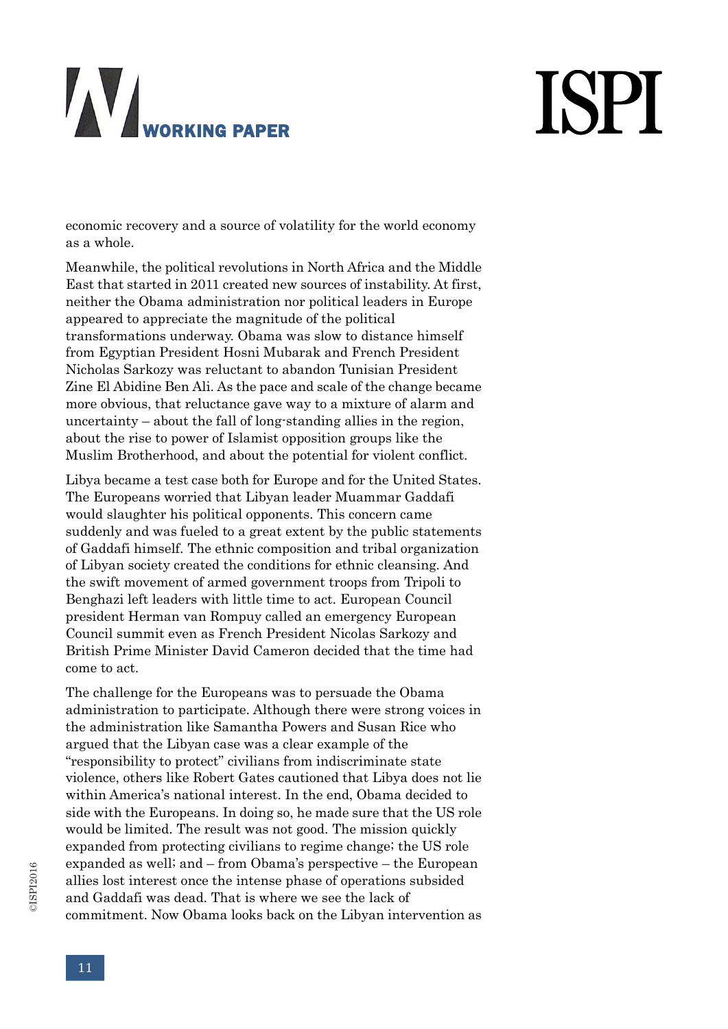economic recovery and a source of volatility for the world economy as a whole.

Meanwhile, the political revolutions in North Africa and the Middle East that started in 2011 created new sources of instability. At first, neither the Obama administration nor political leaders in Europe appeared to appreciate the magnitude of the political transformations underway. Obama was slow to distance himself from Egyptian President Hosni Mubarak and French President Nicholas Sarkozy was reluctant to abandon Tunisian President Zine El Abidine Ben Ali. As the pace and scale of the change became more obvious, that reluctance gave way to a mixture of alarm and uncertainty – about the fall of long-standing allies in the region, about the rise to power of Islamist opposition groups like the Muslim Brotherhood, and about the potential for violent conflict.

Libya became a test case both for Europe and for the United States. The Europeans worried that Libyan leader Muammar Gaddafi would slaughter his political opponents. This concern came suddenly and was fueled to a great extent by the public statements of Gaddafi himself. The ethnic composition and tribal organization of Libyan society created the conditions for ethnic cleansing. And the swift movement of armed government troops from Tripoli to Benghazi left leaders with little time to act. European Council president Herman van Rompuy called an emergency European Council summit even as French President Nicolas Sarkozy and British Prime Minister David Cameron decided that the time had come to act.

The challenge for the Europeans was to persuade the Obama administration to participate. Although there were strong voices in the administration like Samantha Powers and Susan Rice who argued that the Libyan case was a clear example of the "responsibility to protect" civilians from indiscriminate state violence, others like Robert Gates cautioned that Libya does not lie within America's national interest. In the end, Obama decided to side with the Europeans. In doing so, he made sure that the US role would be limited. The result was not good. The mission quickly expanded from protecting civilians to regime change; the US role expanded as well; and – from Obama's perspective – the European allies lost interest once the intense phase of operations subsided and Gaddafi was dead. That is where we see the lack of commitment. Now Obama looks back on the Libyan intervention as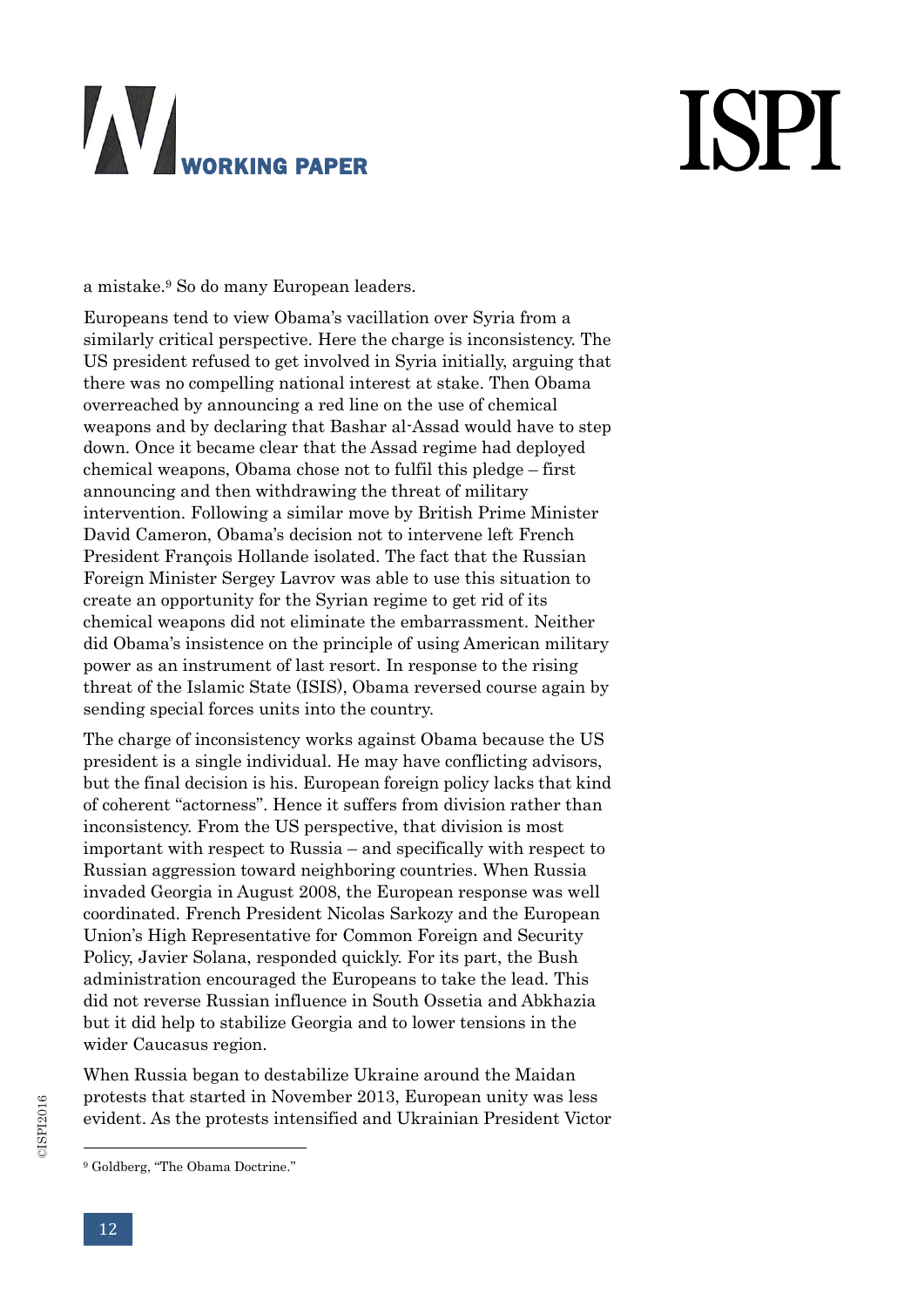a mistake.[9] So do many European leaders.

Europeans tend to view Obama's vacillation over Syria from a similarly critical perspective. Here the charge is inconsistency. The US president refused to get involved in Syria initially, arguing that there was no compelling national interest at stake. Then Obama overreached by announcing a red line on the use of chemical weapons and by declaring that Bashar al-Assad would have to step down. Once it became clear that the Assad regime had deployed chemical weapons, Obama chose not to fulfil this pledge – first announcing and then withdrawing the threat of military intervention. Following a similar move by British Prime Minister David Cameron, Obama's decision not to intervene left French President François Hollande isolated. The fact that the Russian Foreign Minister Sergey Lavrov was able to use this situation to create an opportunity for the Syrian regime to get rid of its chemical weapons did not eliminate the embarrassment. Neither did Obama's insistence on the principle of using American military power as an instrument of last resort. In response to the rising threat of the Islamic State (ISIS), Obama reversed course again by sending special forces units into the country.

The charge of inconsistency works against Obama because the US president is a single individual. He may have conflicting advisors, but the final decision is his. European foreign policy lacks that kind of coherent "actorness". Hence it suffers from division rather than inconsistency. From the US perspective, that division is most important with respect to Russia – and specifically with respect to Russian aggression toward neighboring countries. When Russia invaded Georgia in August 2008, the European response was well coordinated. French President Nicolas Sarkozy and the European Union's High Representative for Common Foreign and Security Policy, Javier Solana, responded quickly. For its part, the Bush administration encouraged the Europeans to take the lead. This did not reverse Russian influence in South Ossetia and Abkhazia but it did help to stabilize Georgia and to lower tensions in the wider Caucasus region.

When Russia began to destabilize Ukraine around the Maidan protests that started in November 2013, European unity was less evident. As the protests intensified and Ukrainian President Victor

---

[9] Goldberg, "The Obama Doctrine."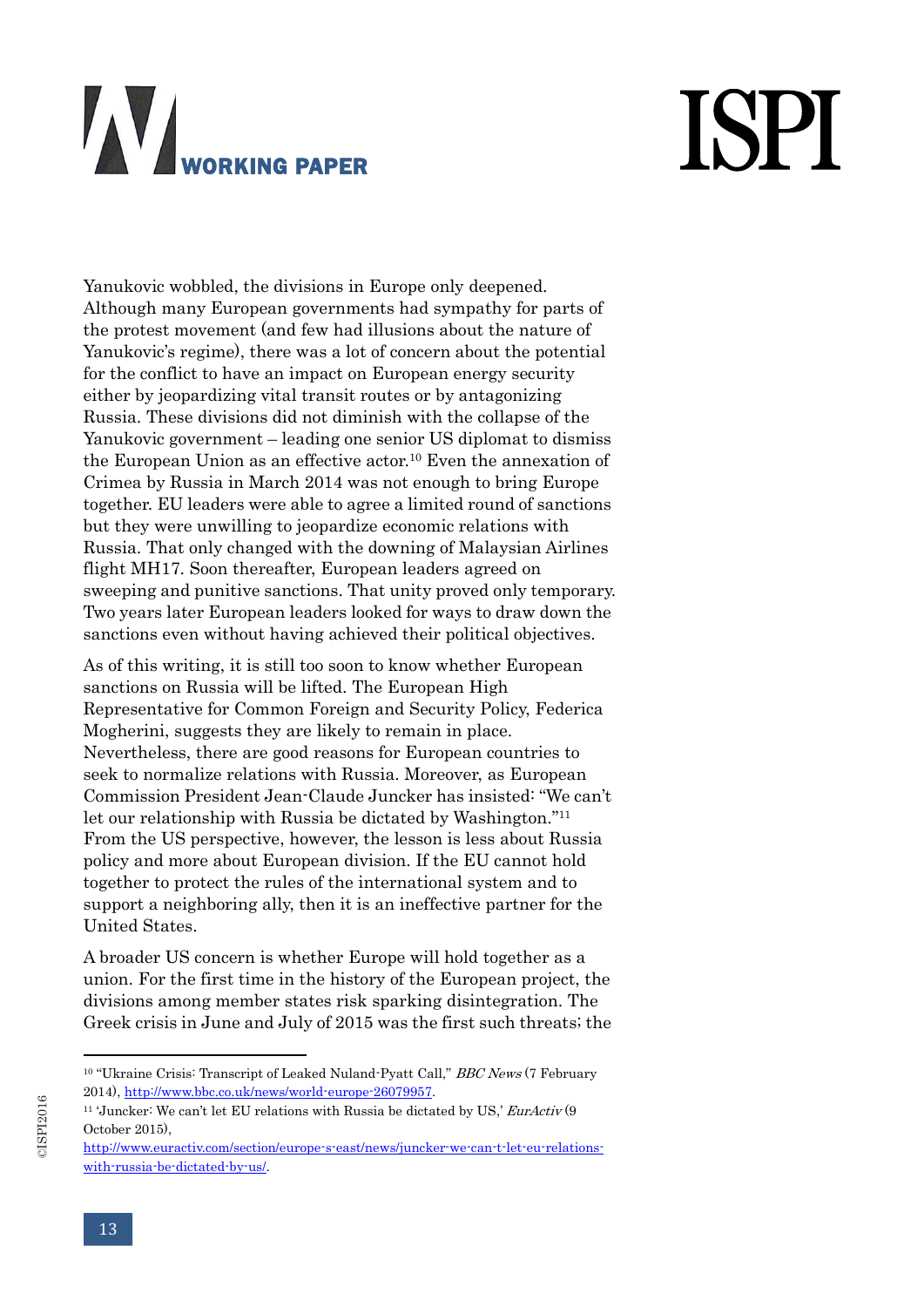Yanukovic wobbled, the divisions in Europe only deepened. Although many European governments had sympathy for parts of the protest movement (and few had illusions about the nature of Yanukovic's regime), there was a lot of concern about the potential for the conflict to have an impact on European energy security either by jeopardizing vital transit routes or by antagonizing Russia. These divisions did not diminish with the collapse of the Yanukovic government – leading one senior US diplomat to dismiss the European Union as an effective actor.[10] Even the annexation of Crimea by Russia in March 2014 was not enough to bring Europe together. EU leaders were able to agree a limited round of sanctions but they were unwilling to jeopardize economic relations with Russia. That only changed with the downing of Malaysian Airlines flight MH17. Soon thereafter, European leaders agreed on sweeping and punitive sanctions. That unity proved only temporary. Two years later European leaders looked for ways to draw down the sanctions even without having achieved their political objectives.

As of this writing, it is still too soon to know whether European sanctions on Russia will be lifted. The European High Representative for Common Foreign and Security Policy, Federica Mogherini, suggests they are likely to remain in place. Nevertheless, there are good reasons for European countries to seek to normalize relations with Russia. Moreover, as European Commission President Jean-Claude Juncker has insisted: "We can't let our relationship with Russia be dictated by Washington."[11] From the US perspective, however, the lesson is less about Russia policy and more about European division. If the EU cannot hold together to protect the rules of the international system and to support a neighboring ally, then it is an ineffective partner for the United States.

A broader US concern is whether Europe will hold together as a union. For the first time in the history of the European project, the divisions among member states risk sparking disintegration. The Greek crisis in June and July of 2015 was the first such threats; the

---

[10] "Ukraine Crisis: Transcript of Leaked Nuland-Pyatt Call," *BBC News* (7 February 2014), http://www.bbc.co.uk/news/world-europe-26079957.

[11] 'Juncker: We can't let EU relations with Russia be dictated by US,' *EurActiv* (9 October 2015), http://www.euractiv.com/section/europe-s-east/news/juncker-we-can-t-let-eu-relations-with-russia-be-dictated-by-us/.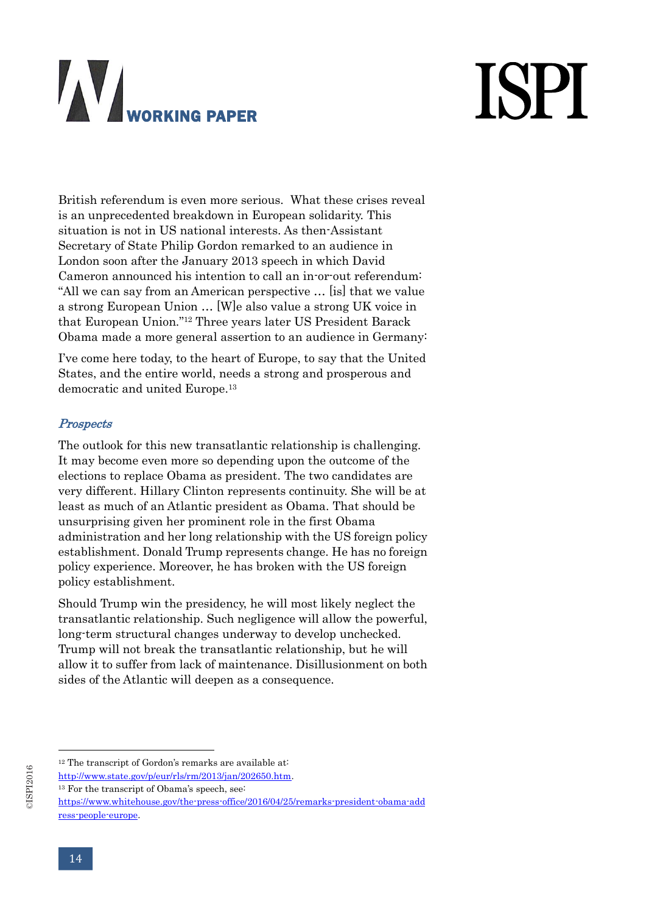British referendum is even more serious. What these crises reveal is an unprecedented breakdown in European solidarity. This situation is not in US national interests. As then-Assistant Secretary of State Philip Gordon remarked to an audience in London soon after the January 2013 speech in which David Cameron announced his intention to call an in-or-out referendum: "All we can say from an American perspective … [is] that we value a strong European Union … [W]e also value a strong UK voice in that European Union."[12] Three years later US President Barack Obama made a more general assertion to an audience in Germany:

> I've come here today, to the heart of Europe, to say that the United States, and the entire world, needs a strong and prosperous and democratic and united Europe.[13]

### *Prospects*

The outlook for this new transatlantic relationship is challenging. It may become even more so depending upon the outcome of the elections to replace Obama as president. The two candidates are very different. Hillary Clinton represents continuity. She will be at least as much of an Atlantic president as Obama. That should be unsurprising given her prominent role in the first Obama administration and her long relationship with the US foreign policy establishment. Donald Trump represents change. He has no foreign policy experience. Moreover, he has broken with the US foreign policy establishment.

Should Trump win the presidency, he will most likely neglect the transatlantic relationship. Such negligence will allow the powerful, long-term structural changes underway to develop unchecked. Trump will not break the transatlantic relationship, but he will allow it to suffer from lack of maintenance. Disillusionment on both sides of the Atlantic will deepen as a consequence.

---

[12] The transcript of Gordon's remarks are available at: http://www.state.gov/p/eur/rls/rm/2013/jan/202650.htm.

[13] For the transcript of Obama's speech, see: https://www.whitehouse.gov/the-press-office/2016/04/25/remarks-president-obama-address-people-europe.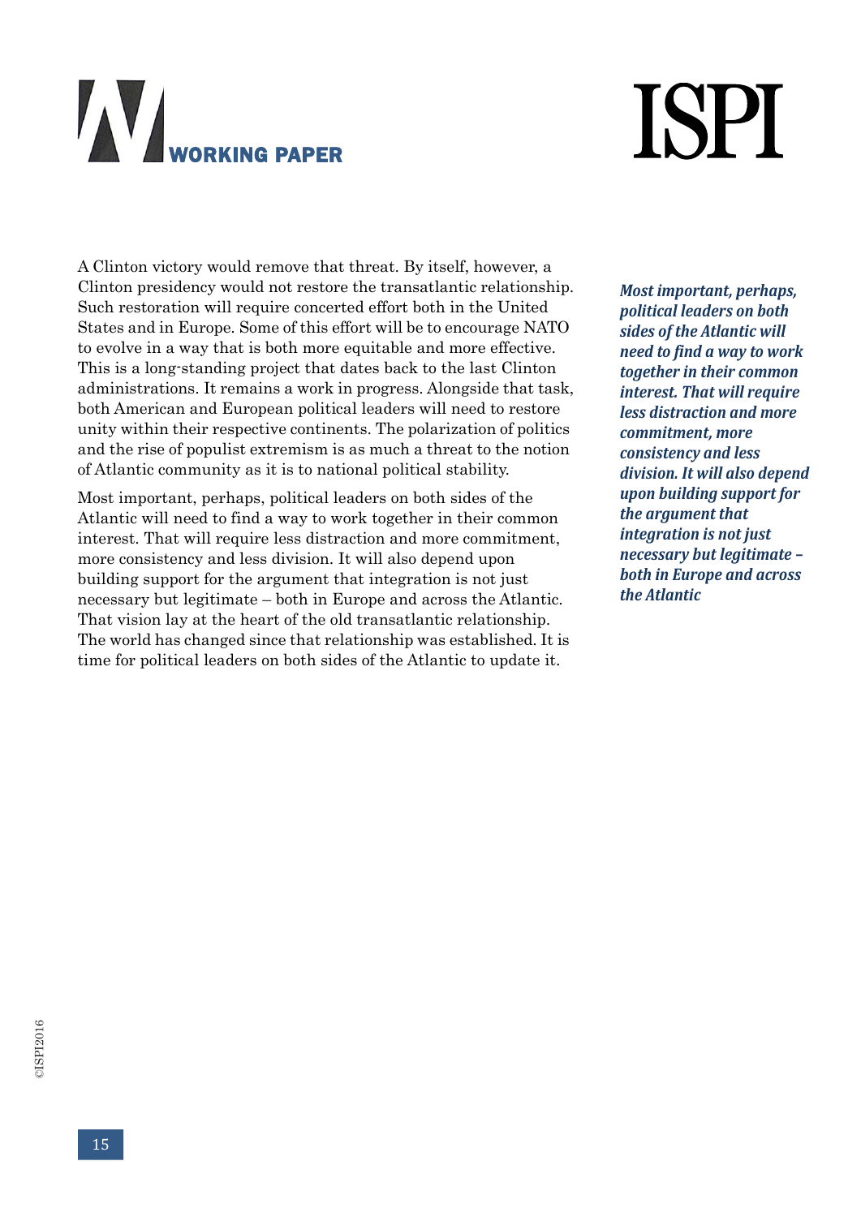A Clinton victory would remove that threat. By itself, however, a Clinton presidency would not restore the transatlantic relationship. Such restoration will require concerted effort both in the United States and in Europe. Some of this effort will be to encourage NATO to evolve in a way that is both more equitable and more effective. This is a long-standing project that dates back to the last Clinton administrations. It remains a work in progress. Alongside that task, both American and European political leaders will need to restore unity within their respective continents. The polarization of politics and the rise of populist extremism is as much a threat to the notion of Atlantic community as it is to national political stability.

Most important, perhaps, political leaders on both sides of the Atlantic will need to find a way to work together in their common interest. That will require less distraction and more commitment, more consistency and less division. It will also depend upon building support for the argument that integration is not just necessary but legitimate – both in Europe and across the Atlantic. That vision lay at the heart of the old transatlantic relationship. The world has changed since that relationship was established. It is time for political leaders on both sides of the Atlantic to update it.

***Most important, perhaps, political leaders on both sides of the Atlantic will need to find a way to work together in their common interest. That will require less distraction and more commitment, more consistency and less division. It will also depend upon building support for the argument that integration is not just necessary but legitimate – both in Europe and across the Atlantic***